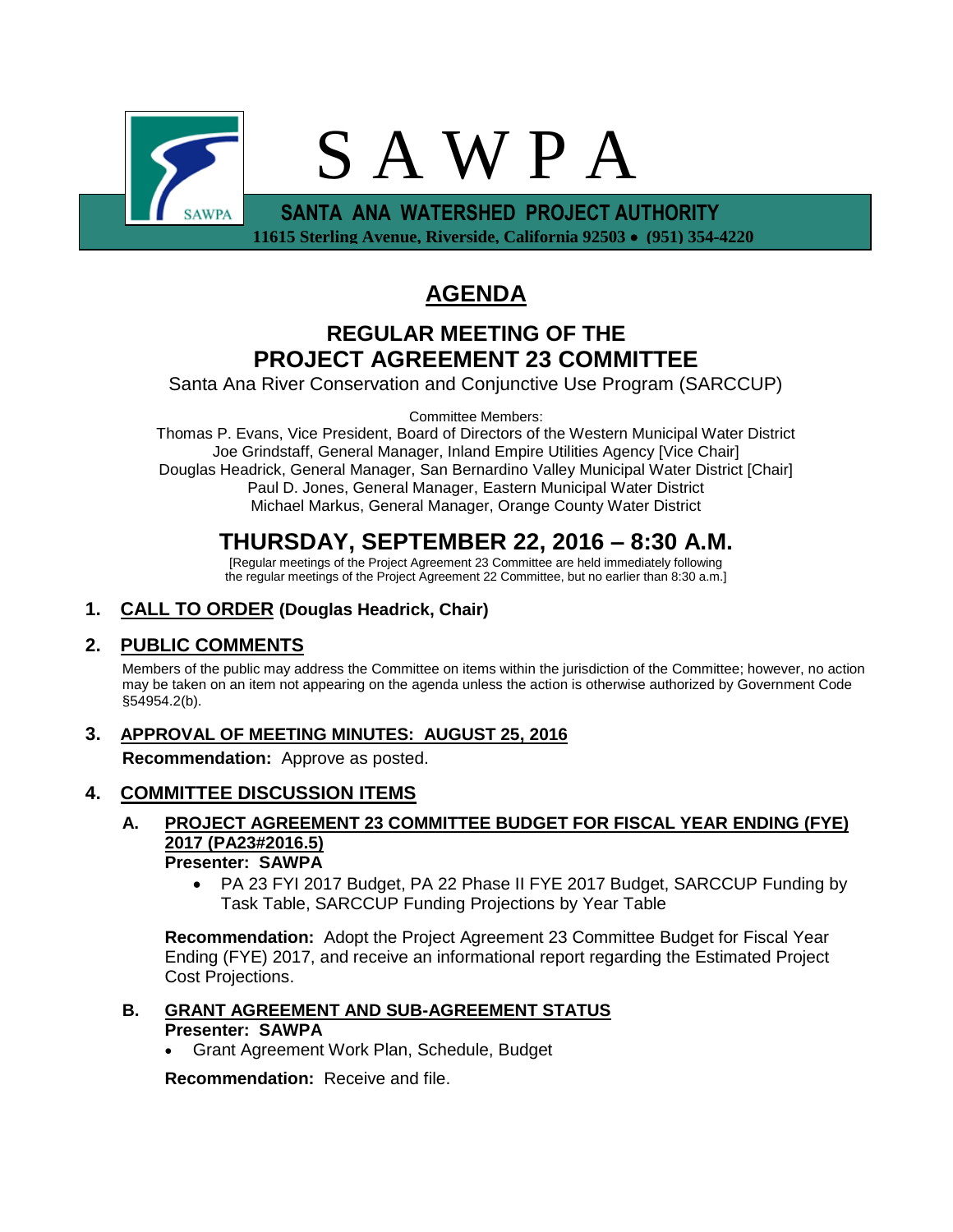# S A W P A

**SANTA ANA WATERSHED PROJECT AUTHORITY**

**11615 Sterling Avenue, Riverside, California 92503 • (951) 354-4220**

# AGENDA

## REGULAR MEETING OF THE PROJECT AGREEMENT 23 COMMITTEE

Santa Ana River Conservation and Conjunctive Use Program (SARCCUP)

Committee Members:

Thomas P. Evans, Vice President, Board of Directors of the Western Municipal Water District
Joe Grindstaff, General Manager, Inland Empire Utilities Agency [Vice Chair]
Douglas Headrick, General Manager, San Bernardino Valley Municipal Water District [Chair]
Paul D. Jones, General Manager, Eastern Municipal Water District
Michael Markus, General Manager, Orange County Water District

## THURSDAY, SEPTEMBER 22, 2016 – 8:30 A.M.

[Regular meetings of the Project Agreement 23 Committee are held immediately following the regular meetings of the Project Agreement 22 Committee, but no earlier than 8:30 a.m.]

### 1. CALL TO ORDER (Douglas Headrick, Chair)

### 2. PUBLIC COMMENTS

Members of the public may address the Committee on items within the jurisdiction of the Committee; however, no action may be taken on an item not appearing on the agenda unless the action is otherwise authorized by Government Code §54954.2(b).

### 3. APPROVAL OF MEETING MINUTES: AUGUST 25, 2016

**Recommendation:** Approve as posted.

### 4. COMMITTEE DISCUSSION ITEMS

**A. PROJECT AGREEMENT 23 COMMITTEE BUDGET FOR FISCAL YEAR ENDING (FYE) 2017 (PA23#2016.5)**

**Presenter: SAWPA**

- PA 23 FYI 2017 Budget, PA 22 Phase II FYE 2017 Budget, SARCCUP Funding by Task Table, SARCCUP Funding Projections by Year Table

**Recommendation:** Adopt the Project Agreement 23 Committee Budget for Fiscal Year Ending (FYE) 2017, and receive an informational report regarding the Estimated Project Cost Projections.

**B. GRANT AGREEMENT AND SUB-AGREEMENT STATUS**

**Presenter: SAWPA**

- Grant Agreement Work Plan, Schedule, Budget

**Recommendation:** Receive and file.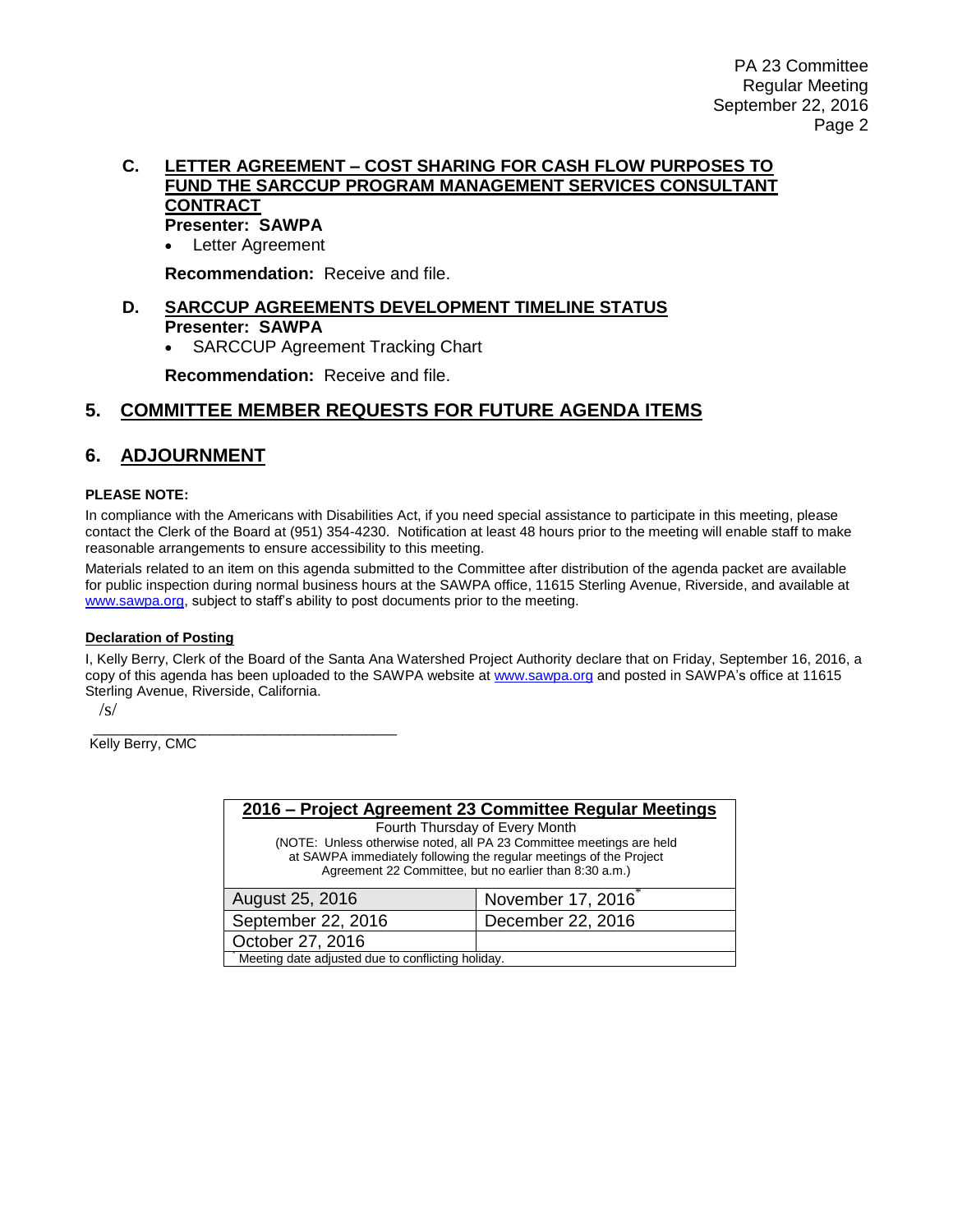**C. LETTER AGREEMENT – COST SHARING FOR CASH FLOW PURPOSES TO FUND THE SARCCUP PROGRAM MANAGEMENT SERVICES CONSULTANT CONTRACT**
**Presenter: SAWPA**

- Letter Agreement

**Recommendation:** Receive and file.

**D. SARCCUP AGREEMENTS DEVELOPMENT TIMELINE STATUS**
**Presenter: SAWPA**

- SARCCUP Agreement Tracking Chart

**Recommendation:** Receive and file.

## 5. COMMITTEE MEMBER REQUESTS FOR FUTURE AGENDA ITEMS

## 6. ADJOURNMENT

**PLEASE NOTE:**

In compliance with the Americans with Disabilities Act, if you need special assistance to participate in this meeting, please contact the Clerk of the Board at (951) 354-4230. Notification at least 48 hours prior to the meeting will enable staff to make reasonable arrangements to ensure accessibility to this meeting.

Materials related to an item on this agenda submitted to the Committee after distribution of the agenda packet are available for public inspection during normal business hours at the SAWPA office, 11615 Sterling Avenue, Riverside, and available at www.sawpa.org, subject to staff's ability to post documents prior to the meeting.

**Declaration of Posting**

I, Kelly Berry, Clerk of the Board of the Santa Ana Watershed Project Authority declare that on Friday, September 16, 2016, a copy of this agenda has been uploaded to the SAWPA website at www.sawpa.org and posted in SAWPA's office at 11615 Sterling Avenue, Riverside, California.

/s/

_______________________________________

Kelly Berry, CMC

| **2016 – Project Agreement 23 Committee Regular Meetings**<br>Fourth Thursday of Every Month<br>(NOTE: Unless otherwise noted, all PA 23 Committee meetings are held at SAWPA immediately following the regular meetings of the Project Agreement 22 Committee, but no earlier than 8:30 a.m.) | |
|---|---|
| August 25, 2016 | November 17, 2016* |
| September 22, 2016 | December 22, 2016 |
| October 27, 2016 | |
| *Meeting date adjusted due to conflicting holiday. | |